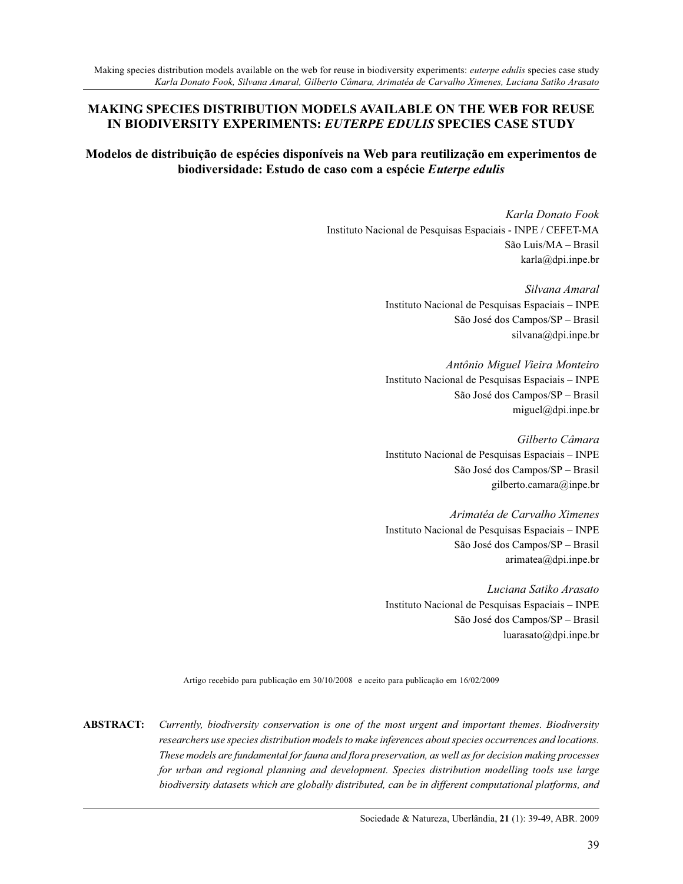# MAKING SPECIES DISTRIBUTION MODELS AVAILABLE ON THE WEB FOR REUSE IN BIODIVERSITY EXPERIMENTS: *EUTERPE EDULIS* SPECIES CASE STUDY

## Modelos de distribuição de espécies disponíveis na Web para reutilização em experimentos de biodiversidade: Estudo de caso com a espécie *Euterpe edulis*

*Karla Donato Fook*
Instituto Nacional de Pesquisas Espaciais - INPE / CEFET-MA
São Luis/MA – Brasil
karla@dpi.inpe.br

*Silvana Amaral*
Instituto Nacional de Pesquisas Espaciais – INPE
São José dos Campos/SP – Brasil
silvana@dpi.inpe.br

*Antônio Miguel Vieira Monteiro*
Instituto Nacional de Pesquisas Espaciais – INPE
São José dos Campos/SP – Brasil
miguel@dpi.inpe.br

*Gilberto Câmara*
Instituto Nacional de Pesquisas Espaciais – INPE
São José dos Campos/SP – Brasil
gilberto.camara@inpe.br

*Arimatéa de Carvalho Ximenes*
Instituto Nacional de Pesquisas Espaciais – INPE
São José dos Campos/SP – Brasil
arimatea@dpi.inpe.br

*Luciana Satiko Arasato*
Instituto Nacional de Pesquisas Espaciais – INPE
São José dos Campos/SP – Brasil
luarasato@dpi.inpe.br

Artigo recebido para publicação em 30/10/2008 e aceito para publicação em 16/02/2009

**ABSTRACT:** *Currently, biodiversity conservation is one of the most urgent and important themes. Biodiversity researchers use species distribution models to make inferences about species occurrences and locations. These models are fundamental for fauna and flora preservation, as well as for decision making processes for urban and regional planning and development. Species distribution modelling tools use large biodiversity datasets which are globally distributed, can be in different computational platforms, and*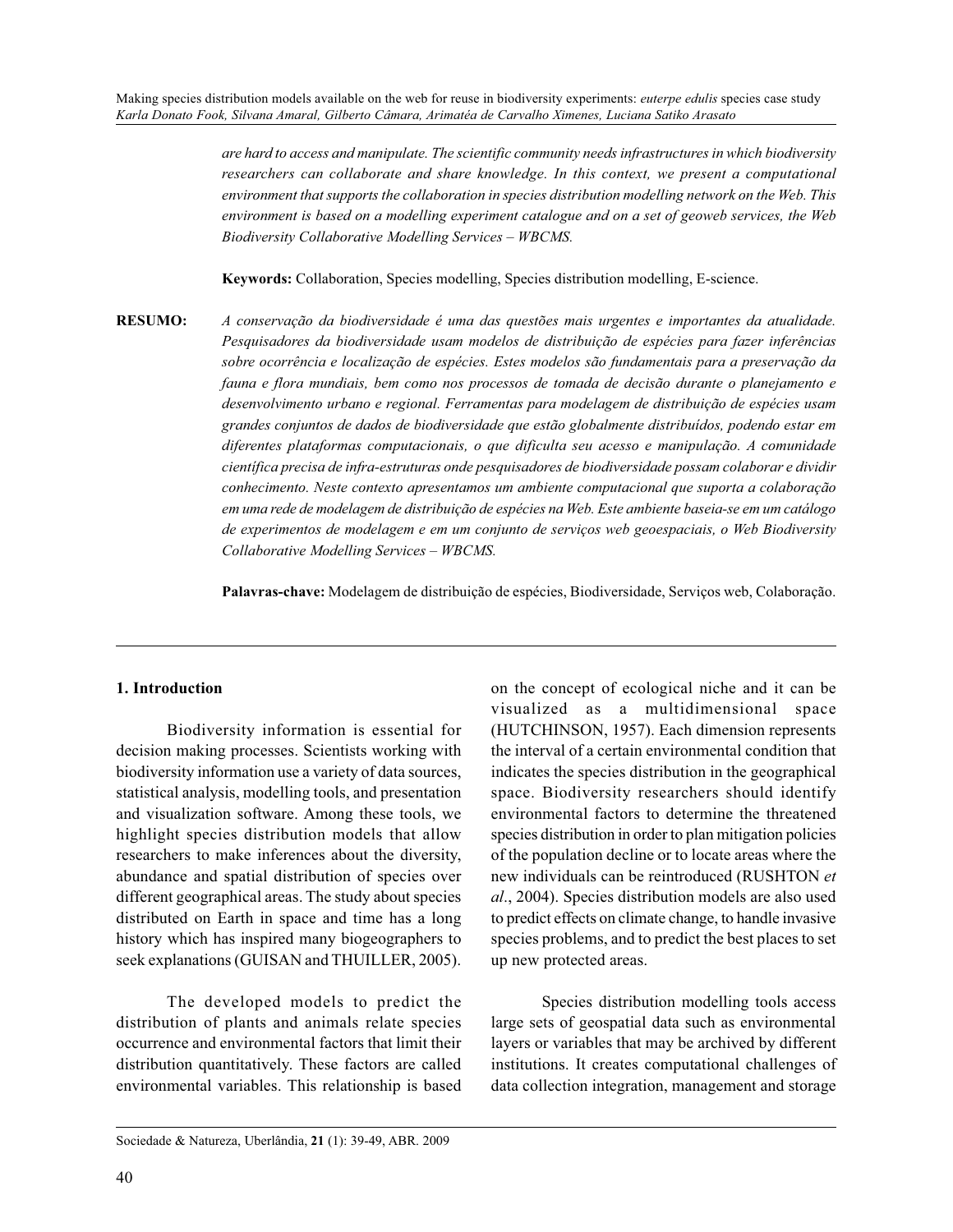*are hard to access and manipulate. The scientific community needs infrastructures in which biodiversity researchers can collaborate and share knowledge. In this context, we present a computational environment that supports the collaboration in species distribution modelling network on the Web. This environment is based on a modelling experiment catalogue and on a set of geoweb services, the Web Biodiversity Collaborative Modelling Services – WBCMS.*

**Keywords:** Collaboration, Species modelling, Species distribution modelling, E-science.

**RESUMO:** *A conservação da biodiversidade é uma das questões mais urgentes e importantes da atualidade. Pesquisadores da biodiversidade usam modelos de distribuição de espécies para fazer inferências sobre ocorrência e localização de espécies. Estes modelos são fundamentais para a preservação da fauna e flora mundiais, bem como nos processos de tomada de decisão durante o planejamento e desenvolvimento urbano e regional. Ferramentas para modelagem de distribuição de espécies usam grandes conjuntos de dados de biodiversidade que estão globalmente distribuídos, podendo estar em diferentes plataformas computacionais, o que dificulta seu acesso e manipulação. A comunidade científica precisa de infra-estruturas onde pesquisadores de biodiversidade possam colaborar e dividir conhecimento. Neste contexto apresentamos um ambiente computacional que suporta a colaboração em uma rede de modelagem de distribuição de espécies na Web. Este ambiente baseia-se em um catálogo de experimentos de modelagem e em um conjunto de serviços web geoespaciais, o Web Biodiversity Collaborative Modelling Services – WBCMS.*

**Palavras-chave:** Modelagem de distribuição de espécies, Biodiversidade, Serviços web, Colaboração.

## 1. Introduction

Biodiversity information is essential for decision making processes. Scientists working with biodiversity information use a variety of data sources, statistical analysis, modelling tools, and presentation and visualization software. Among these tools, we highlight species distribution models that allow researchers to make inferences about the diversity, abundance and spatial distribution of species over different geographical areas. The study about species distributed on Earth in space and time has a long history which has inspired many biogeographers to seek explanations (GUISAN and THUILLER, 2005).

The developed models to predict the distribution of plants and animals relate species occurrence and environmental factors that limit their distribution quantitatively. These factors are called environmental variables. This relationship is based on the concept of ecological niche and it can be visualized as a multidimensional space (HUTCHINSON, 1957). Each dimension represents the interval of a certain environmental condition that indicates the species distribution in the geographical space. Biodiversity researchers should identify environmental factors to determine the threatened species distribution in order to plan mitigation policies of the population decline or to locate areas where the new individuals can be reintroduced (RUSHTON *et al*., 2004). Species distribution models are also used to predict effects on climate change, to handle invasive species problems, and to predict the best places to set up new protected areas.

Species distribution modelling tools access large sets of geospatial data such as environmental layers or variables that may be archived by different institutions. It creates computational challenges of data collection integration, management and storage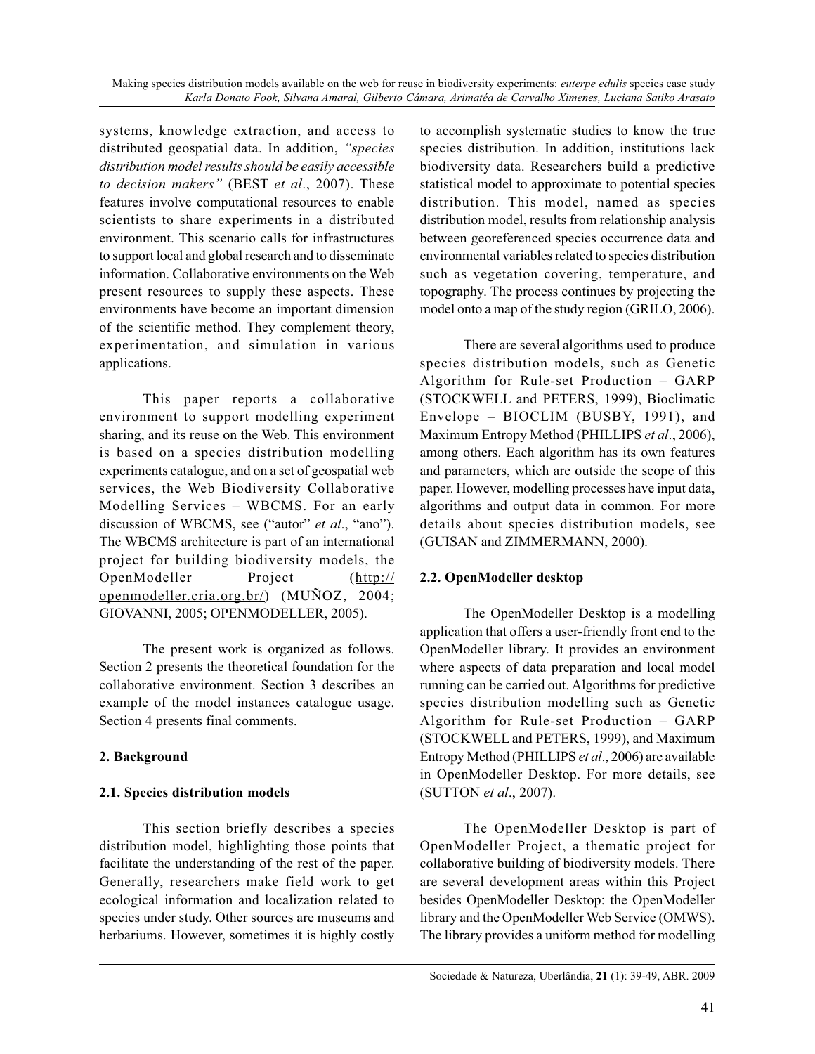systems, knowledge extraction, and access to distributed geospatial data. In addition, *"species distribution model results should be easily accessible to decision makers"* (BEST *et al*., 2007). These features involve computational resources to enable scientists to share experiments in a distributed environment. This scenario calls for infrastructures to support local and global research and to disseminate information. Collaborative environments on the Web present resources to supply these aspects. These environments have become an important dimension of the scientific method. They complement theory, experimentation, and simulation in various applications.

This paper reports a collaborative environment to support modelling experiment sharing, and its reuse on the Web. This environment is based on a species distribution modelling experiments catalogue, and on a set of geospatial web services, the Web Biodiversity Collaborative Modelling Services – WBCMS. For an early discussion of WBCMS, see ("autor" *et al*., "ano"). The WBCMS architecture is part of an international project for building biodiversity models, the OpenModeller Project (http://openmodeller.cria.org.br/) (MUÑOZ, 2004; GIOVANNI, 2005; OPENMODELLER, 2005).

The present work is organized as follows. Section 2 presents the theoretical foundation for the collaborative environment. Section 3 describes an example of the model instances catalogue usage. Section 4 presents final comments.

## 2. Background

### 2.1. Species distribution models

This section briefly describes a species distribution model, highlighting those points that facilitate the understanding of the rest of the paper. Generally, researchers make field work to get ecological information and localization related to species under study. Other sources are museums and herbariums. However, sometimes it is highly costly to accomplish systematic studies to know the true species distribution. In addition, institutions lack biodiversity data. Researchers build a predictive statistical model to approximate to potential species distribution. This model, named as species distribution model, results from relationship analysis between georeferenced species occurrence data and environmental variables related to species distribution such as vegetation covering, temperature, and topography. The process continues by projecting the model onto a map of the study region (GRILO, 2006).

There are several algorithms used to produce species distribution models, such as Genetic Algorithm for Rule-set Production – GARP (STOCKWELL and PETERS, 1999), Bioclimatic Envelope – BIOCLIM (BUSBY, 1991), and Maximum Entropy Method (PHILLIPS *et al*., 2006), among others. Each algorithm has its own features and parameters, which are outside the scope of this paper. However, modelling processes have input data, algorithms and output data in common. For more details about species distribution models, see (GUISAN and ZIMMERMANN, 2000).

### 2.2. OpenModeller desktop

The OpenModeller Desktop is a modelling application that offers a user-friendly front end to the OpenModeller library. It provides an environment where aspects of data preparation and local model running can be carried out. Algorithms for predictive species distribution modelling such as Genetic Algorithm for Rule-set Production – GARP (STOCKWELL and PETERS, 1999), and Maximum Entropy Method (PHILLIPS *et al*., 2006) are available in OpenModeller Desktop. For more details, see (SUTTON *et al*., 2007).

The OpenModeller Desktop is part of OpenModeller Project, a thematic project for collaborative building of biodiversity models. There are several development areas within this Project besides OpenModeller Desktop: the OpenModeller library and the OpenModeller Web Service (OMWS). The library provides a uniform method for modelling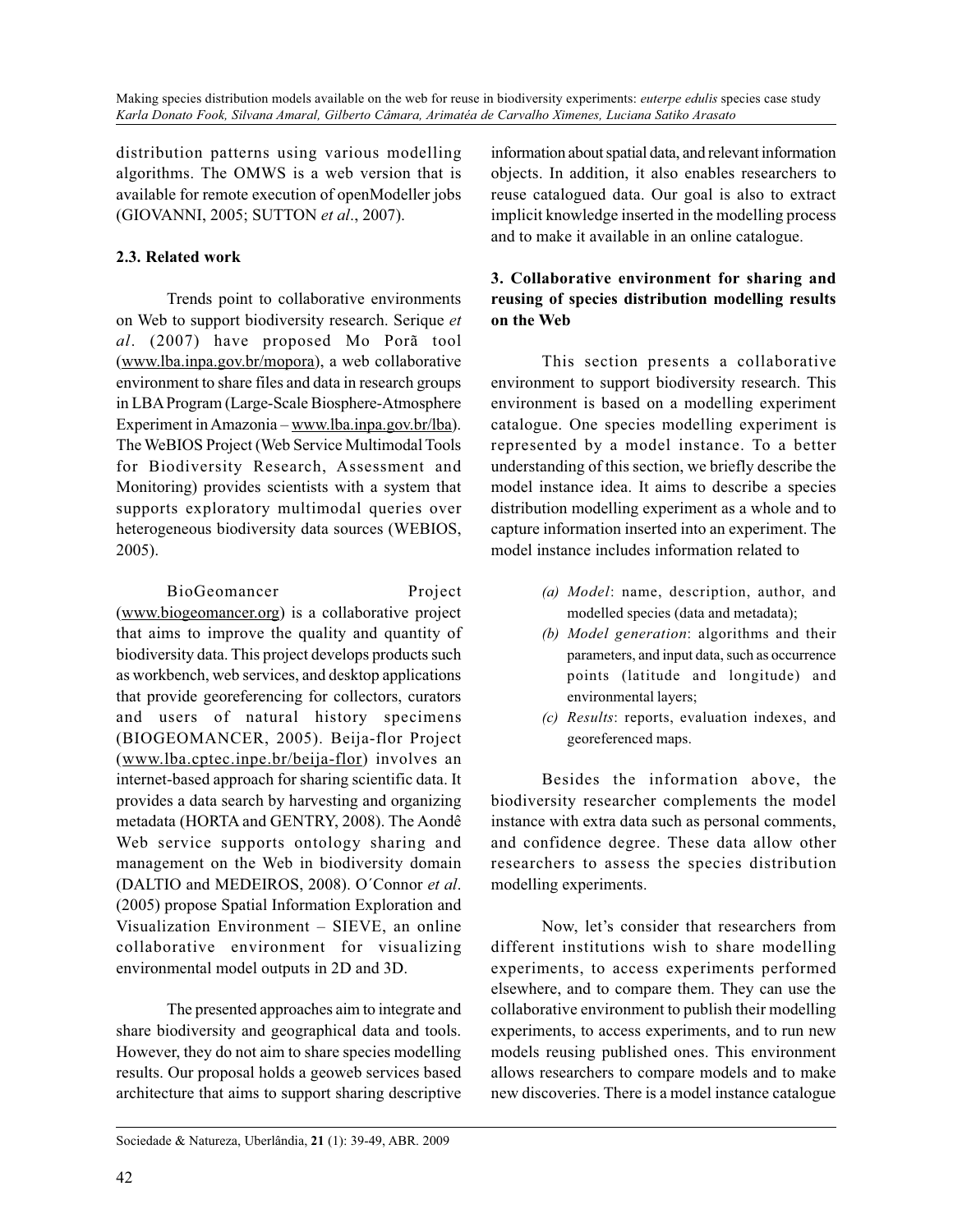distribution patterns using various modelling algorithms. The OMWS is a web version that is available for remote execution of openModeller jobs (GIOVANNI, 2005; SUTTON *et al*., 2007).

### 2.3. Related work

Trends point to collaborative environments on Web to support biodiversity research. Serique *et al*. (2007) have proposed Mo Porã tool (www.lba.inpa.gov.br/mopora), a web collaborative environment to share files and data in research groups in LBA Program (Large-Scale Biosphere-Atmosphere Experiment in Amazonia – www.lba.inpa.gov.br/lba). The WeBIOS Project (Web Service Multimodal Tools for Biodiversity Research, Assessment and Monitoring) provides scientists with a system that supports exploratory multimodal queries over heterogeneous biodiversity data sources (WEBIOS, 2005).

BioGeomancer Project (www.biogeomancer.org) is a collaborative project that aims to improve the quality and quantity of biodiversity data. This project develops products such as workbench, web services, and desktop applications that provide georeferencing for collectors, curators and users of natural history specimens (BIOGEOMANCER, 2005). Beija-flor Project (www.lba.cptec.inpe.br/beija-flor) involves an internet-based approach for sharing scientific data. It provides a data search by harvesting and organizing metadata (HORTA and GENTRY, 2008). The Aondê Web service supports ontology sharing and management on the Web in biodiversity domain (DALTIO and MEDEIROS, 2008). O´Connor *et al*. (2005) propose Spatial Information Exploration and Visualization Environment – SIEVE, an online collaborative environment for visualizing environmental model outputs in 2D and 3D.

The presented approaches aim to integrate and share biodiversity and geographical data and tools. However, they do not aim to share species modelling results. Our proposal holds a geoweb services based architecture that aims to support sharing descriptive information about spatial data, and relevant information objects. In addition, it also enables researchers to reuse catalogued data. Our goal is also to extract implicit knowledge inserted in the modelling process and to make it available in an online catalogue.

## 3. Collaborative environment for sharing and reusing of species distribution modelling results on the Web

This section presents a collaborative environment to support biodiversity research. This environment is based on a modelling experiment catalogue. One species modelling experiment is represented by a model instance. To a better understanding of this section, we briefly describe the model instance idea. It aims to describe a species distribution modelling experiment as a whole and to capture information inserted into an experiment. The model instance includes information related to

- *(a) Model*: name, description, author, and modelled species (data and metadata);
- *(b) Model generation*: algorithms and their parameters, and input data, such as occurrence points (latitude and longitude) and environmental layers;
- *(c) Results*: reports, evaluation indexes, and georeferenced maps.

Besides the information above, the biodiversity researcher complements the model instance with extra data such as personal comments, and confidence degree. These data allow other researchers to assess the species distribution modelling experiments.

Now, let's consider that researchers from different institutions wish to share modelling experiments, to access experiments performed elsewhere, and to compare them. They can use the collaborative environment to publish their modelling experiments, to access experiments, and to run new models reusing published ones. This environment allows researchers to compare models and to make new discoveries. There is a model instance catalogue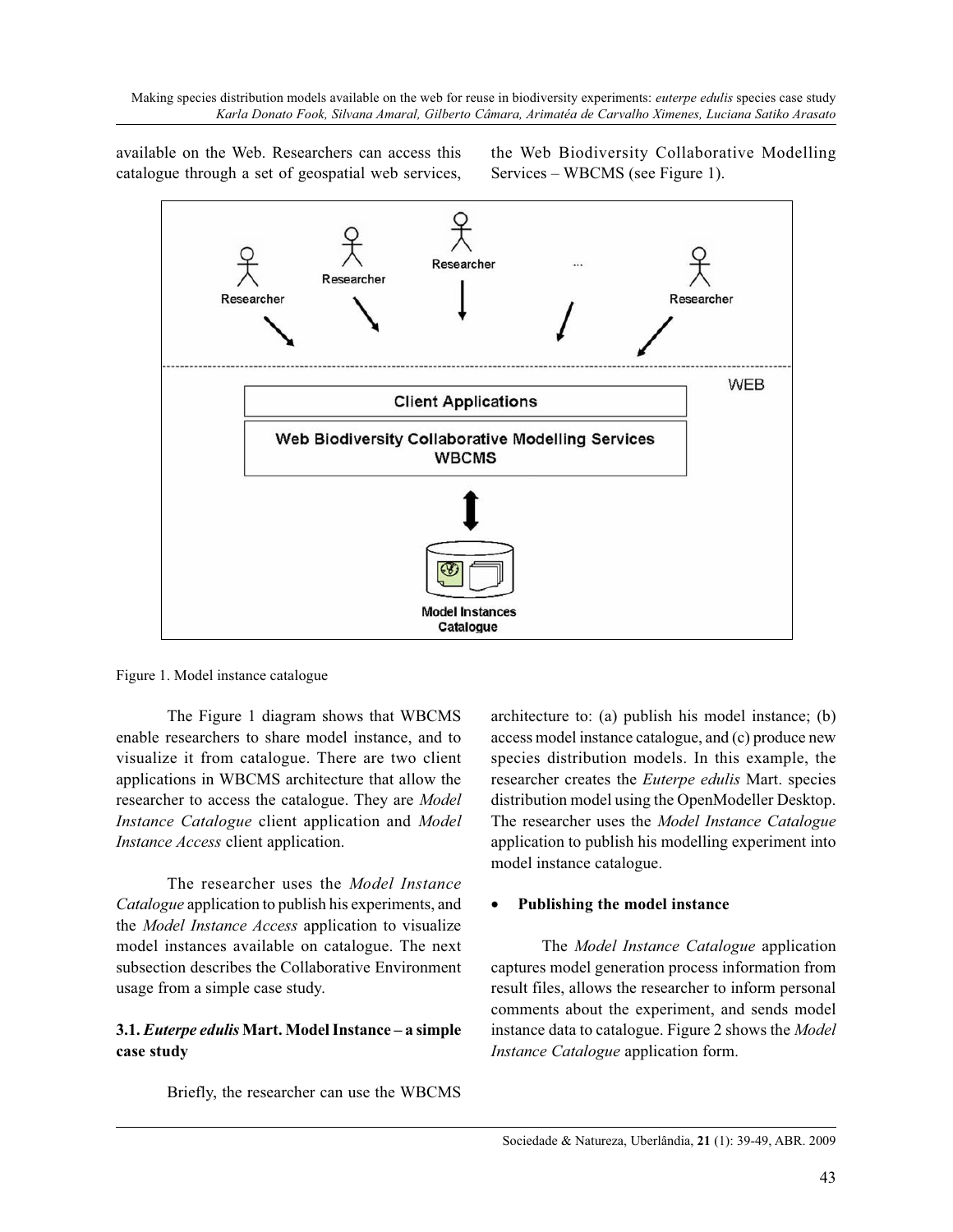available on the Web. Researchers can access this catalogue through a set of geospatial web services, the Web Biodiversity Collaborative Modelling Services – WBCMS (see Figure 1).

Figure 1. Model instance catalogue

The Figure 1 diagram shows that WBCMS enable researchers to share model instance, and to visualize it from catalogue. There are two client applications in WBCMS architecture that allow the researcher to access the catalogue. They are *Model Instance Catalogue* client application and *Model Instance Access* client application.

The researcher uses the *Model Instance Catalogue* application to publish his experiments, and the *Model Instance Access* application to visualize model instances available on catalogue. The next subsection describes the Collaborative Environment usage from a simple case study.

### 3.1. *Euterpe edulis* Mart. Model Instance – a simple case study

Briefly, the researcher can use the WBCMS architecture to: (a) publish his model instance; (b) access model instance catalogue, and (c) produce new species distribution models. In this example, the researcher creates the *Euterpe edulis* Mart. species distribution model using the OpenModeller Desktop. The researcher uses the *Model Instance Catalogue* application to publish his modelling experiment into model instance catalogue.

- **Publishing the model instance**

The *Model Instance Catalogue* application captures model generation process information from result files, allows the researcher to inform personal comments about the experiment, and sends model instance data to catalogue. Figure 2 shows the *Model Instance Catalogue* application form.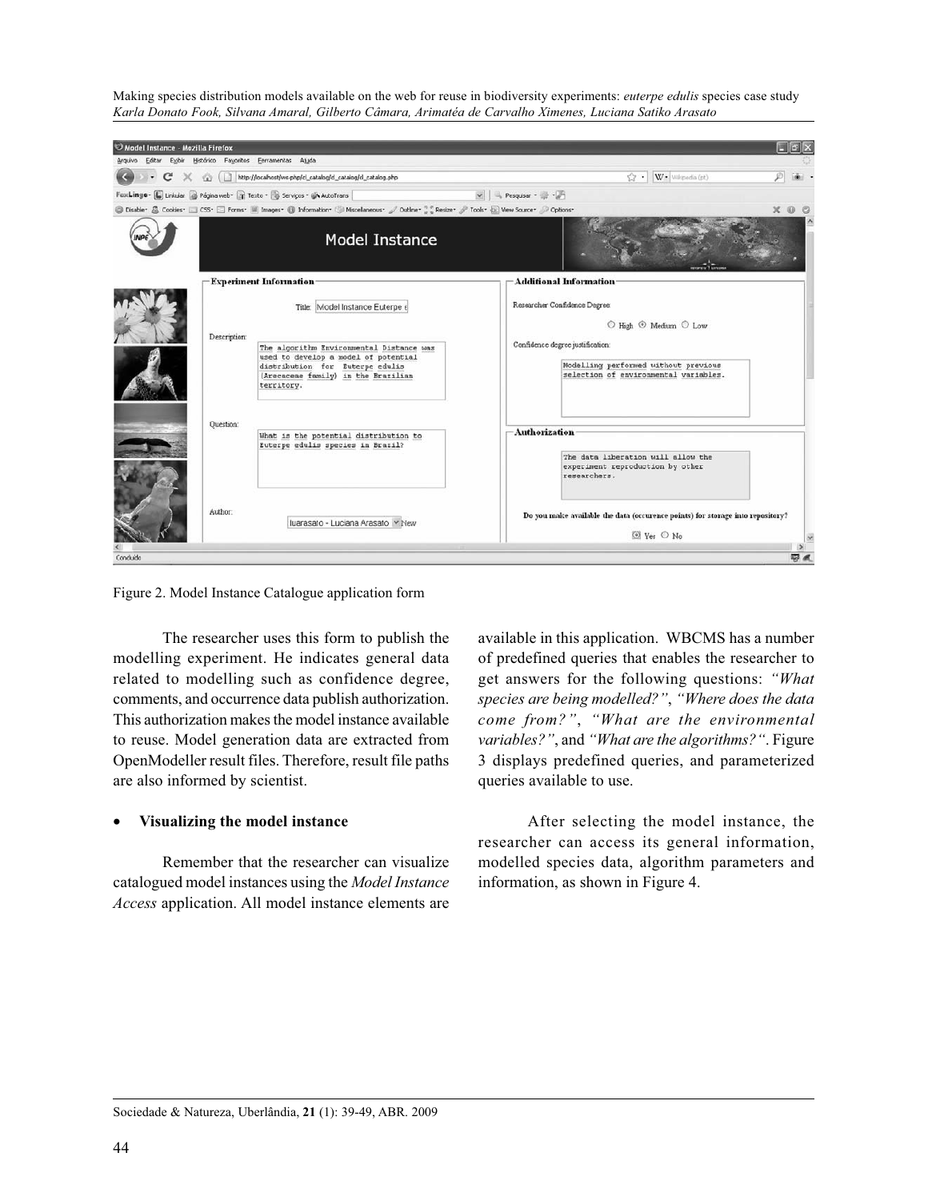Figure 2. Model Instance Catalogue application form

The researcher uses this form to publish the modelling experiment. He indicates general data related to modelling such as confidence degree, comments, and occurrence data publish authorization. This authorization makes the model instance available to reuse. Model generation data are extracted from OpenModeller result files. Therefore, result file paths are also informed by scientist.

- **Visualizing the model instance**

Remember that the researcher can visualize catalogued model instances using the *Model Instance Access* application. All model instance elements are available in this application. WBCMS has a number of predefined queries that enables the researcher to get answers for the following questions: *"What species are being modelled?"*, *"Where does the data come from?"*, *"What are the environmental variables?"*, and *"What are the algorithms?"*. Figure 3 displays predefined queries, and parameterized queries available to use.

After selecting the model instance, the researcher can access its general information, modelled species data, algorithm parameters and information, as shown in Figure 4.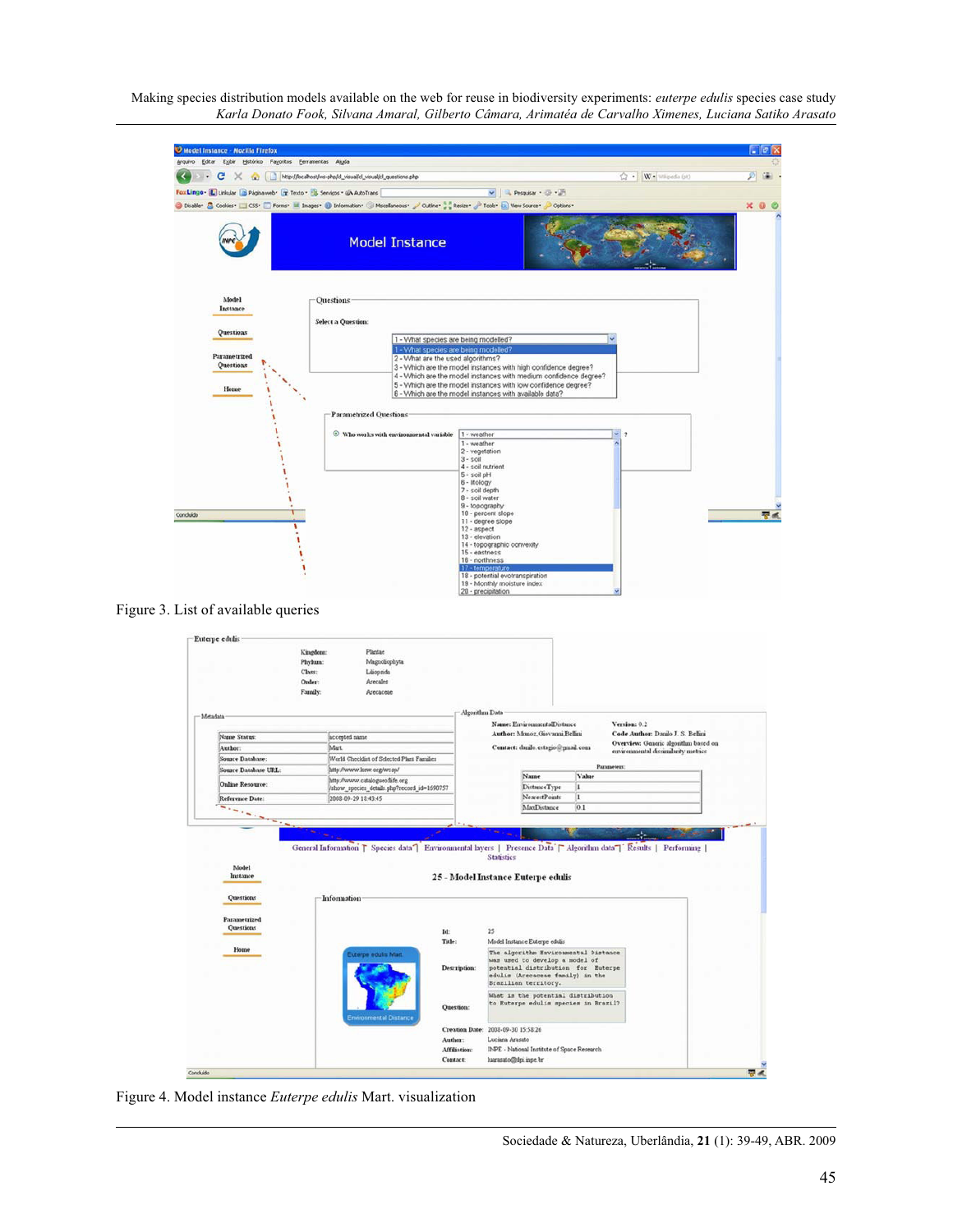Figure 3. List of available queries

Figure 4. Model instance *Euterpe edulis* Mart. visualization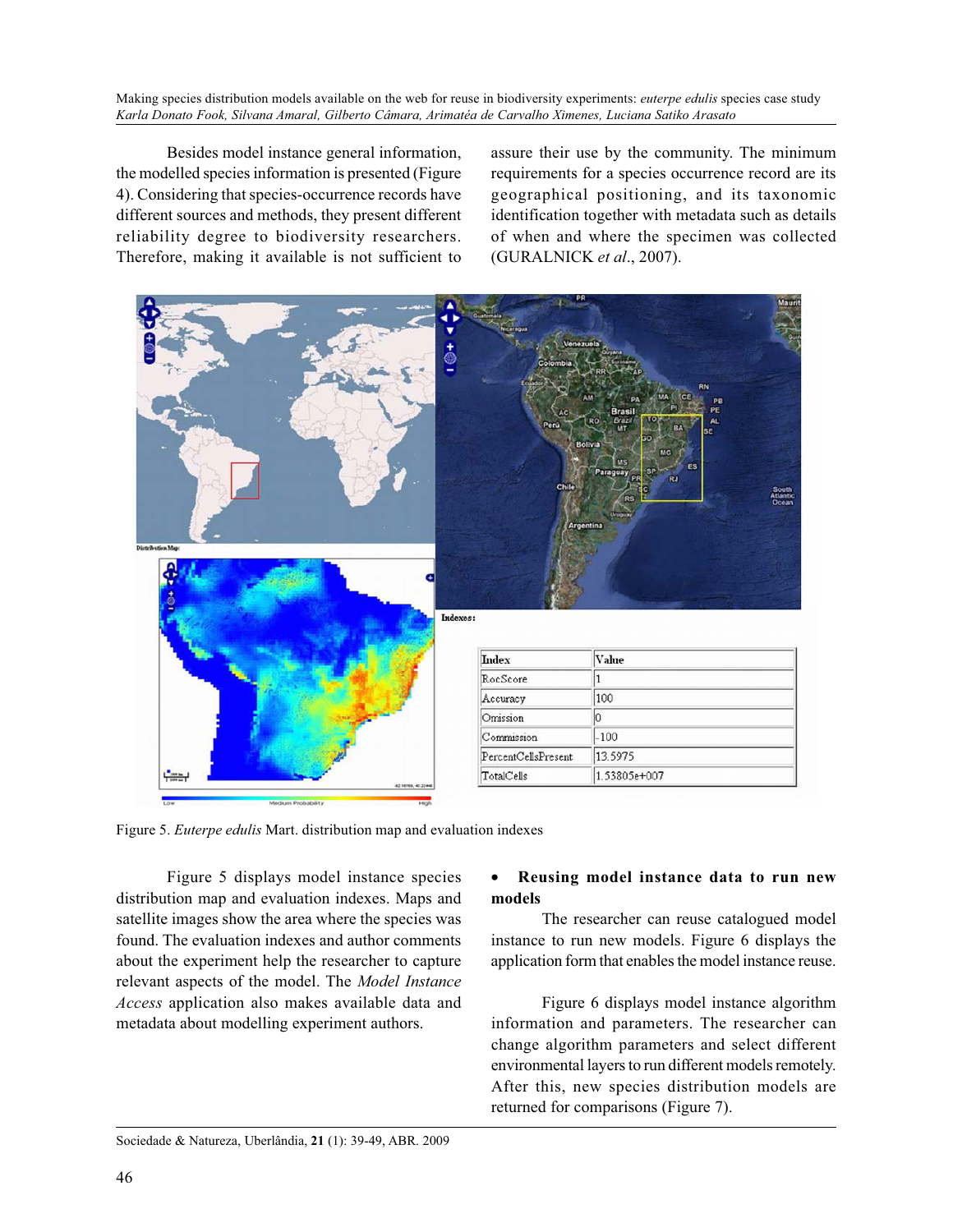Besides model instance general information, the modelled species information is presented (Figure 4). Considering that species-occurrence records have different sources and methods, they present different reliability degree to biodiversity researchers. Therefore, making it available is not sufficient to assure their use by the community. The minimum requirements for a species occurrence record are its geographical positioning, and its taxonomic identification together with metadata such as details of when and where the specimen was collected (GURALNICK *et al*., 2007).

Indexes:

| Index | Value |
|---|---|
| RocScore | 1 |
| Accuracy | 100 |
| Omission | 0 |
| Commission | -100 |
| PercentCellsPresent | 13.5975 |
| TotalCells | 1.53805e+007 |

Figure 5. *Euterpe edulis* Mart. distribution map and evaluation indexes

Figure 5 displays model instance species distribution map and evaluation indexes. Maps and satellite images show the area where the species was found. The evaluation indexes and author comments about the experiment help the researcher to capture relevant aspects of the model. The *Model Instance Access* application also makes available data and metadata about modelling experiment authors.

- **Reusing model instance data to run new models**

The researcher can reuse catalogued model instance to run new models. Figure 6 displays the application form that enables the model instance reuse.

Figure 6 displays model instance algorithm information and parameters. The researcher can change algorithm parameters and select different environmental layers to run different models remotely. After this, new species distribution models are returned for comparisons (Figure 7).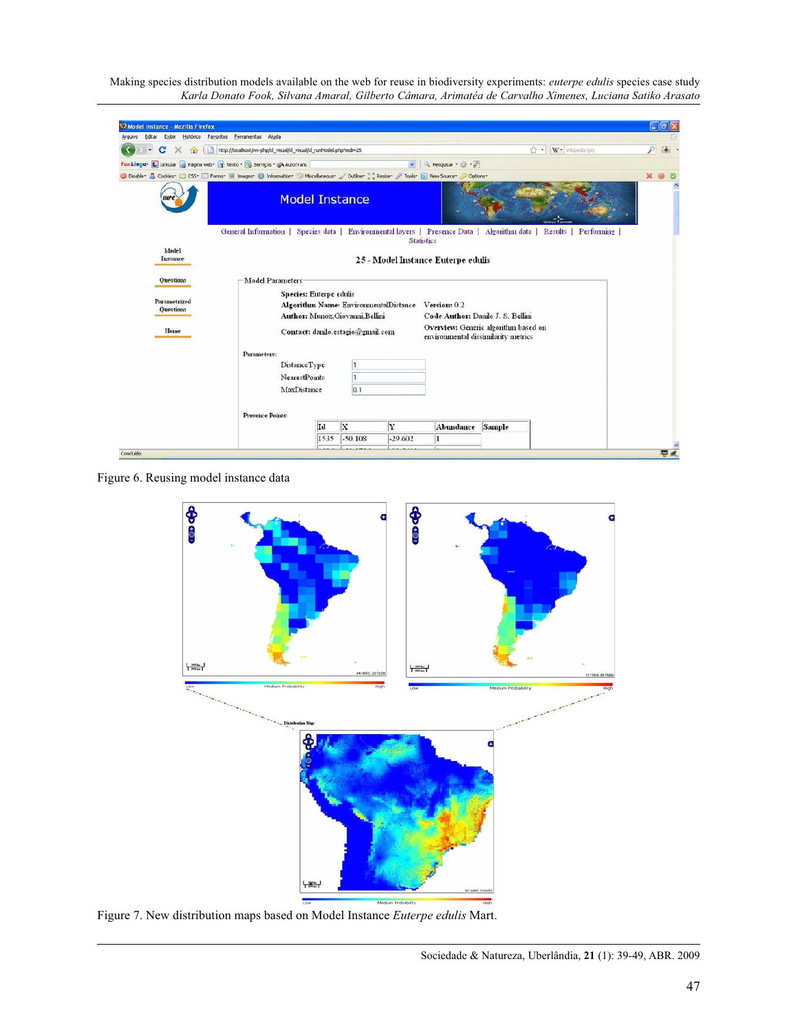Figure 6. Reusing model instance data

Figure 7. New distribution maps based on Model Instance *Euterpe edulis* Mart.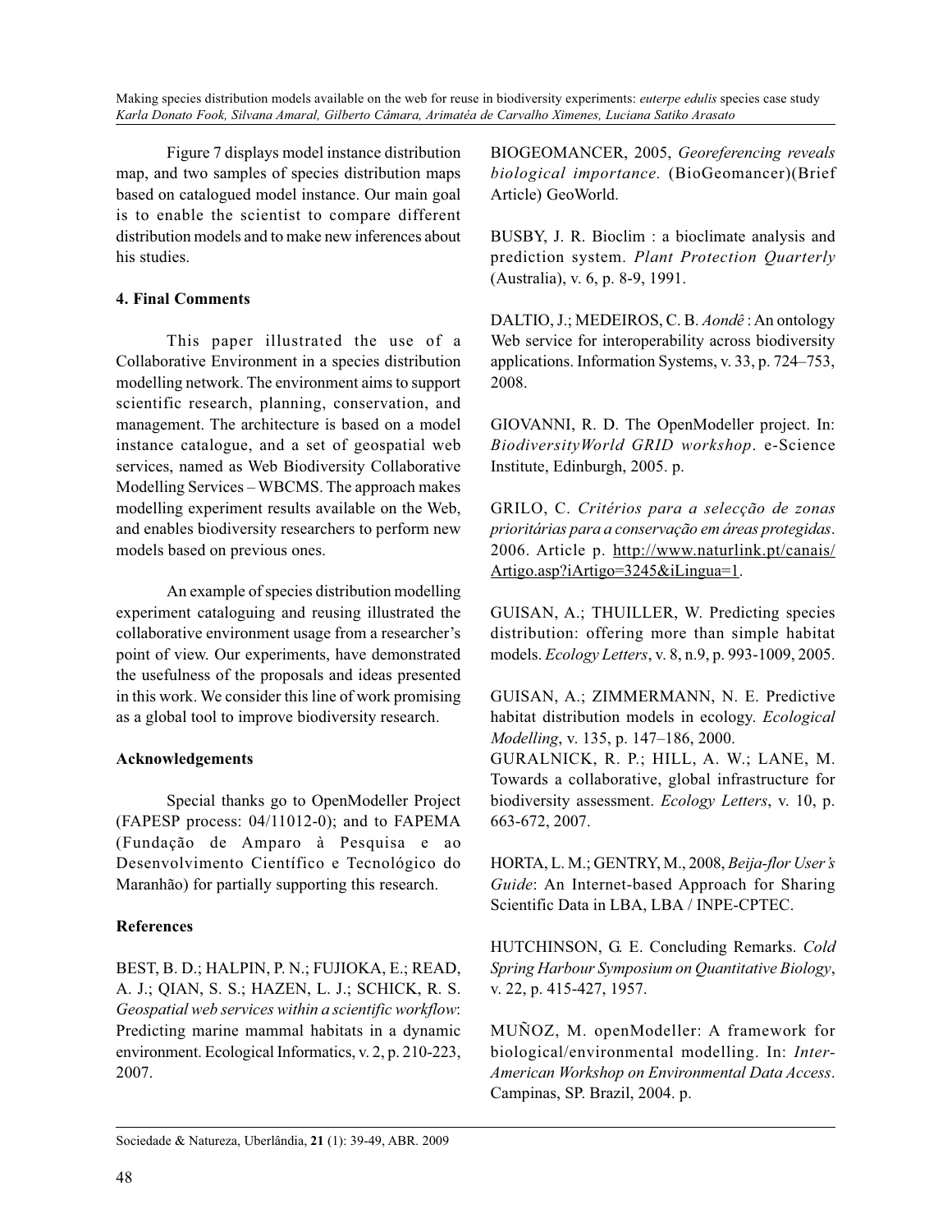Figure 7 displays model instance distribution map, and two samples of species distribution maps based on catalogued model instance. Our main goal is to enable the scientist to compare different distribution models and to make new inferences about his studies.

## 4. Final Comments

This paper illustrated the use of a Collaborative Environment in a species distribution modelling network. The environment aims to support scientific research, planning, conservation, and management. The architecture is based on a model instance catalogue, and a set of geospatial web services, named as Web Biodiversity Collaborative Modelling Services – WBCMS. The approach makes modelling experiment results available on the Web, and enables biodiversity researchers to perform new models based on previous ones.

An example of species distribution modelling experiment cataloguing and reusing illustrated the collaborative environment usage from a researcher's point of view. Our experiments, have demonstrated the usefulness of the proposals and ideas presented in this work. We consider this line of work promising as a global tool to improve biodiversity research.

## Acknowledgements

Special thanks go to OpenModeller Project (FAPESP process: 04/11012-0); and to FAPEMA (Fundação de Amparo à Pesquisa e ao Desenvolvimento Científico e Tecnológico do Maranhão) for partially supporting this research.

## References

BEST, B. D.; HALPIN, P. N.; FUJIOKA, E.; READ, A. J.; QIAN, S. S.; HAZEN, L. J.; SCHICK, R. S. *Geospatial web services within a scientific workflow*: Predicting marine mammal habitats in a dynamic environment. Ecological Informatics, v. 2, p. 210-223, 2007.

BIOGEOMANCER, 2005, *Georeferencing reveals biological importance.* (BioGeomancer)(Brief Article) GeoWorld.

BUSBY, J. R. Bioclim : a bioclimate analysis and prediction system. *Plant Protection Quarterly* (Australia), v. 6, p. 8-9, 1991.

DALTIO, J.; MEDEIROS, C. B. *Aondê* : An ontology Web service for interoperability across biodiversity applications. Information Systems, v. 33, p. 724–753, 2008.

GIOVANNI, R. D. The OpenModeller project. In: *BiodiversityWorld GRID workshop*. e-Science Institute, Edinburgh, 2005. p.

GRILO, C. *Critérios para a selecção de zonas prioritárias para a conservação em áreas protegidas*. 2006. Article p. http://www.naturlink.pt/canais/Artigo.asp?iArtigo=3245&iLingua=1.

GUISAN, A.; THUILLER, W. Predicting species distribution: offering more than simple habitat models. *Ecology Letters*, v. 8, n.9, p. 993-1009, 2005.

GUISAN, A.; ZIMMERMANN, N. E. Predictive habitat distribution models in ecology. *Ecological Modelling*, v. 135, p. 147–186, 2000.

GURALNICK, R. P.; HILL, A. W.; LANE, M. Towards a collaborative, global infrastructure for biodiversity assessment. *Ecology Letters*, v. 10, p. 663-672, 2007.

HORTA, L. M.; GENTRY, M., 2008, *Beija-flor User's Guide*: An Internet-based Approach for Sharing Scientific Data in LBA, LBA / INPE-CPTEC.

HUTCHINSON, G. E. Concluding Remarks. *Cold Spring Harbour Symposium on Quantitative Biology*, v. 22, p. 415-427, 1957.

MUÑOZ, M. openModeller: A framework for biological/environmental modelling. In: *Inter-American Workshop on Environmental Data Access*. Campinas, SP. Brazil, 2004. p.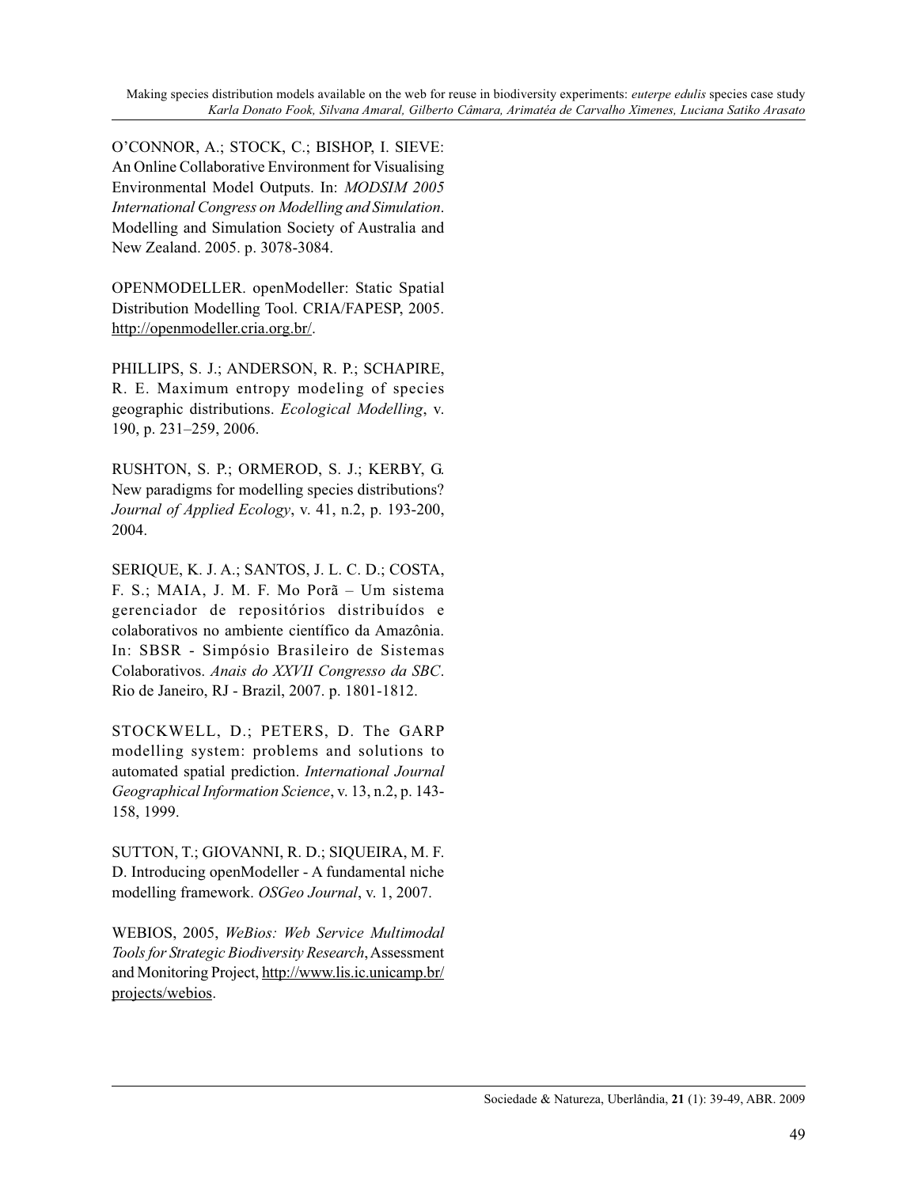O'CONNOR, A.; STOCK, C.; BISHOP, I. SIEVE: An Online Collaborative Environment for Visualising Environmental Model Outputs. In: *MODSIM 2005 International Congress on Modelling and Simulation*. Modelling and Simulation Society of Australia and New Zealand. 2005. p. 3078-3084.

OPENMODELLER. openModeller: Static Spatial Distribution Modelling Tool. CRIA/FAPESP, 2005. http://openmodeller.cria.org.br/.

PHILLIPS, S. J.; ANDERSON, R. P.; SCHAPIRE, R. E. Maximum entropy modeling of species geographic distributions. *Ecological Modelling*, v. 190, p. 231–259, 2006.

RUSHTON, S. P.; ORMEROD, S. J.; KERBY, G. New paradigms for modelling species distributions? *Journal of Applied Ecology*, v. 41, n.2, p. 193-200, 2004.

SERIQUE, K. J. A.; SANTOS, J. L. C. D.; COSTA, F. S.; MAIA, J. M. F. Mo Porã – Um sistema gerenciador de repositórios distribuídos e colaborativos no ambiente científico da Amazônia. In: SBSR - Simpósio Brasileiro de Sistemas Colaborativos. *Anais do XXVII Congresso da SBC*. Rio de Janeiro, RJ - Brazil, 2007. p. 1801-1812.

STOCKWELL, D.; PETERS, D. The GARP modelling system: problems and solutions to automated spatial prediction. *International Journal Geographical Information Science*, v. 13, n.2, p. 143-158, 1999.

SUTTON, T.; GIOVANNI, R. D.; SIQUEIRA, M. F. D. Introducing openModeller - A fundamental niche modelling framework. *OSGeo Journal*, v. 1, 2007.

WEBIOS, 2005, *WeBios: Web Service Multimodal Tools for Strategic Biodiversity Research*, Assessment and Monitoring Project, http://www.lis.ic.unicamp.br/projects/webios.